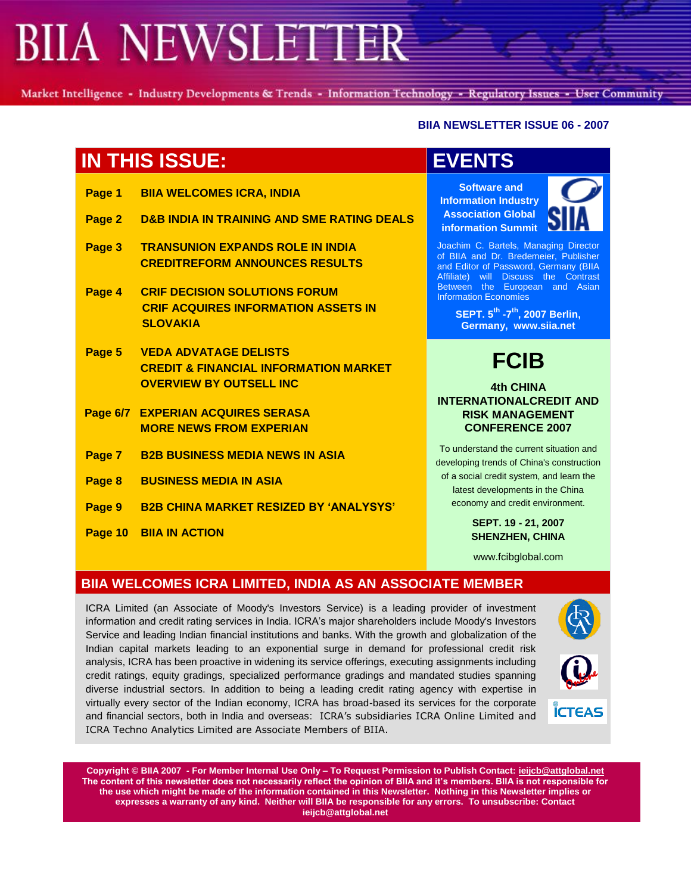# BIIA NEWSLETTER

Market Intelligence - Industry Developments & Trends - Information Technology - Regulatory Issues - User Community

**BIIA NEWSLETTER ISSUE 06 - 2007**

## IN THIS ISSUE:

| | |
|---|---|
| **Page 1** | **BIIA WELCOMES ICRA, INDIA** |
| **Page 2** | **D&B INDIA IN TRAINING AND SME RATING DEALS** |
| **Page 3** | **TRANSUNION EXPANDS ROLE IN INDIA**<br>**CREDITREFORM ANNOUNCES RESULTS** |
| **Page 4** | **CRIF DECISION SOLUTIONS FORUM**<br>**CRIF ACQUIRES INFORMATION ASSETS IN SLOVAKIA** |
| **Page 5** | **VEDA ADVATAGE DELISTS**<br>**CREDIT & FINANCIAL INFORMATION MARKET OVERVIEW BY OUTSELL INC** |
| **Page 6/7** | **EXPERIAN ACQUIRES SERASA**<br>**MORE NEWS FROM EXPERIAN** |
| **Page 7** | **B2B BUSINESS MEDIA NEWS IN ASIA** |
| **Page 8** | **BUSINESS MEDIA IN ASIA** |
| **Page 9** | **B2B CHINA MARKET RESIZED BY 'ANALYSYS'** |
| **Page 10** | **BIIA IN ACTION** |

## EVENTS

**Software and Information Industry Association Global information Summit**

SIIA

Joachim C. Bartels, Managing Director of BIIA and Dr. Bredemeier, Publisher and Editor of Password, Germany (BIIA Affiliate) will Discuss the Contrast Between the European and Asian Information Economies

**SEPT. 5th -7th, 2007 Berlin, Germany, www.siia.net**

### FCIB

**4th CHINA INTERNATIONALCREDIT AND RISK MANAGEMENT CONFERENCE 2007**

To understand the current situation and developing trends of China's construction of a social credit system, and learn the latest developments in the China economy and credit environment.

**SEPT. 19 - 21, 2007**
**SHENZHEN, CHINA**

www.fcibglobal.com

## BIIA WELCOMES ICRA LIMITED, INDIA AS AN ASSOCIATE MEMBER

ICRA Limited (an Associate of Moody's Investors Service) is a leading provider of investment information and credit rating services in India. ICRA's major shareholders include Moody's Investors Service and leading Indian financial institutions and banks. With the growth and globalization of the Indian capital markets leading to an exponential surge in demand for professional credit risk analysis, ICRA has been proactive in widening its service offerings, executing assignments including credit ratings, equity gradings, specialized performance gradings and mandated studies spanning diverse industrial sectors. In addition to being a leading credit rating agency with expertise in virtually every sector of the Indian economy, ICRA has broad-based its services for the corporate and financial sectors, both in India and overseas: ICRA's subsidiaries ICRA Online Limited and ICRA Techno Analytics Limited are Associate Members of BIIA.

**Copyright © BIIA 2007 - For Member Internal Use Only – To Request Permission to Publish Contact: ieijcb@attglobal.net The content of this newsletter does not necessarily reflect the opinion of BIIA and it's members. BIIA is not responsible for the use which might be made of the information contained in this Newsletter. Nothing in this Newsletter implies or expresses a warranty of any kind. Neither will BIIA be responsible for any errors. To unsubscribe: Contact ieijcb@attglobal.net**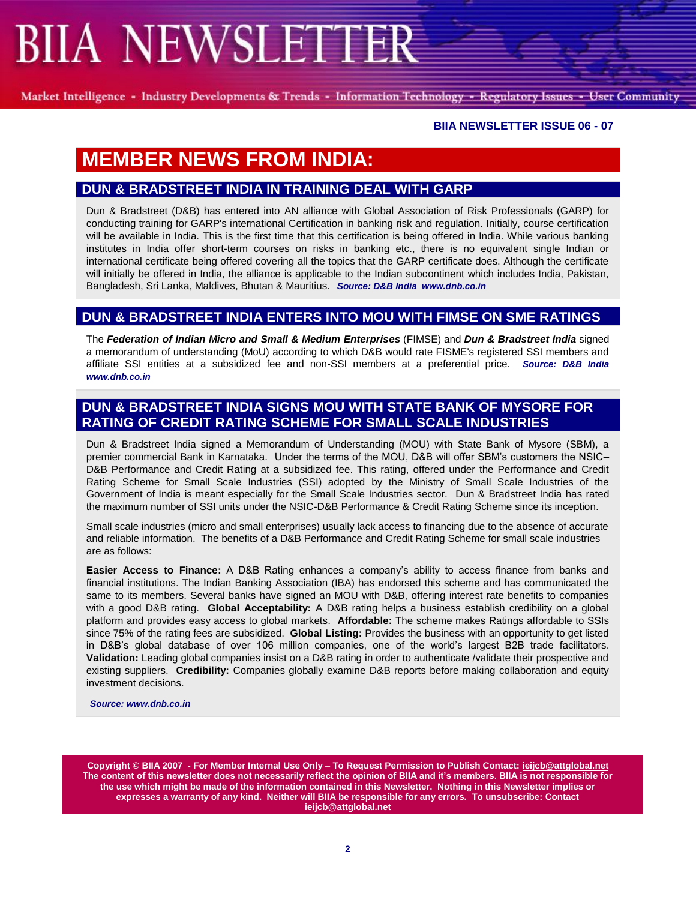**BIIA NEWSLETTER ISSUE 06 - 07**

# MEMBER NEWS FROM INDIA:

## DUN & BRADSTREET INDIA IN TRAINING DEAL WITH GARP

Dun & Bradstreet (D&B) has entered into AN alliance with Global Association of Risk Professionals (GARP) for conducting training for GARP's international Certification in banking risk and regulation. Initially, course certification will be available in India. This is the first time that this certification is being offered in India. While various banking institutes in India offer short-term courses on risks in banking etc., there is no equivalent single Indian or international certificate being offered covering all the topics that the GARP certificate does. Although the certificate will initially be offered in India, the alliance is applicable to the Indian subcontinent which includes India, Pakistan, Bangladesh, Sri Lanka, Maldives, Bhutan & Mauritius. ***Source: D&B India www.dnb.co.in***

## DUN & BRADSTREET INDIA ENTERS INTO MOU WITH FIMSE ON SME RATINGS

The ***Federation of Indian Micro and Small & Medium Enterprises*** (FIMSE) and ***Dun & Bradstreet India*** signed a memorandum of understanding (MoU) according to which D&B would rate FISME's registered SSI members and affiliate SSI entities at a subsidized fee and non-SSI members at a preferential price. ***Source: D&B India www.dnb.co.in***

## DUN & BRADSTREET INDIA SIGNS MOU WITH STATE BANK OF MYSORE FOR RATING OF CREDIT RATING SCHEME FOR SMALL SCALE INDUSTRIES

Dun & Bradstreet India signed a Memorandum of Understanding (MOU) with State Bank of Mysore (SBM), a premier commercial Bank in Karnataka. Under the terms of the MOU, D&B will offer SBM's customers the NSIC–D&B Performance and Credit Rating at a subsidized fee. This rating, offered under the Performance and Credit Rating Scheme for Small Scale Industries (SSI) adopted by the Ministry of Small Scale Industries of the Government of India is meant especially for the Small Scale Industries sector. Dun & Bradstreet India has rated the maximum number of SSI units under the NSIC-D&B Performance & Credit Rating Scheme since its inception.

Small scale industries (micro and small enterprises) usually lack access to financing due to the absence of accurate and reliable information. The benefits of a D&B Performance and Credit Rating Scheme for small scale industries are as follows:

**Easier Access to Finance:** A D&B Rating enhances a company's ability to access finance from banks and financial institutions. The Indian Banking Association (IBA) has endorsed this scheme and has communicated the same to its members. Several banks have signed an MOU with D&B, offering interest rate benefits to companies with a good D&B rating. **Global Acceptability:** A D&B rating helps a business establish credibility on a global platform and provides easy access to global markets. **Affordable:** The scheme makes Ratings affordable to SSIs since 75% of the rating fees are subsidized. **Global Listing:** Provides the business with an opportunity to get listed in D&B's global database of over 106 million companies, one of the world's largest B2B trade facilitators. **Validation:** Leading global companies insist on a D&B rating in order to authenticate /validate their prospective and existing suppliers. **Credibility:** Companies globally examine D&B reports before making collaboration and equity investment decisions.

***Source: www.dnb.co.in***

**Copyright © BIIA 2007 - For Member Internal Use Only – To Request Permission to Publish Contact: ieijcb@attglobal.net The content of this newsletter does not necessarily reflect the opinion of BIIA and it's members. BIIA is not responsible for the use which might be made of the information contained in this Newsletter. Nothing in this Newsletter implies or expresses a warranty of any kind. Neither will BIIA be responsible for any errors. To unsubscribe: Contact ieijcb@attglobal.net**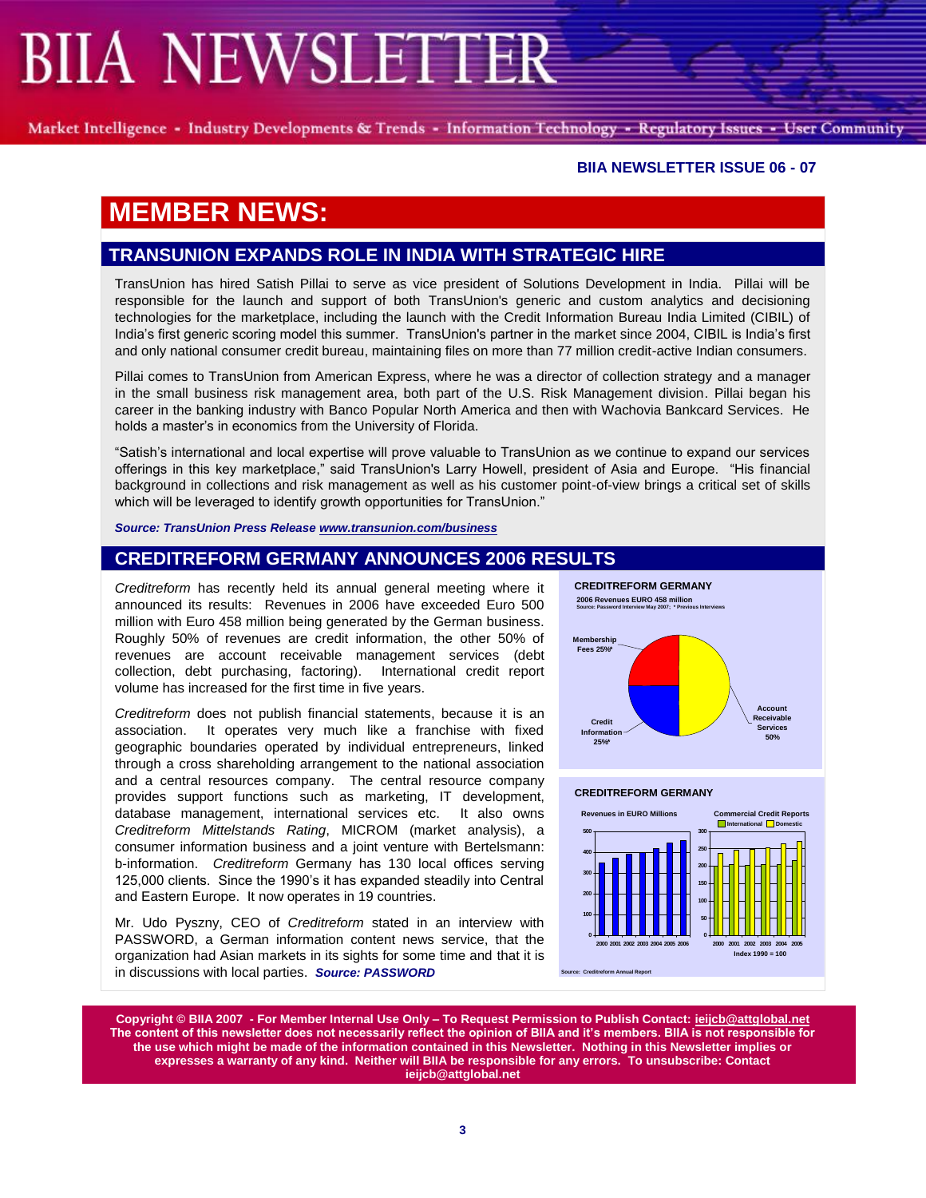# MEMBER NEWS:

## TRANSUNION EXPANDS ROLE IN INDIA WITH STRATEGIC HIRE

TransUnion has hired Satish Pillai to serve as vice president of Solutions Development in India. Pillai will be responsible for the launch and support of both TransUnion's generic and custom analytics and decisioning technologies for the marketplace, including the launch with the Credit Information Bureau India Limited (CIBIL) of India's first generic scoring model this summer. TransUnion's partner in the market since 2004, CIBIL is India's first and only national consumer credit bureau, maintaining files on more than 77 million credit-active Indian consumers.

Pillai comes to TransUnion from American Express, where he was a director of collection strategy and a manager in the small business risk management area, both part of the U.S. Risk Management division. Pillai began his career in the banking industry with Banco Popular North America and then with Wachovia Bankcard Services. He holds a master's in economics from the University of Florida.

"Satish's international and local expertise will prove valuable to TransUnion as we continue to expand our services offerings in this key marketplace," said TransUnion's Larry Howell, president of Asia and Europe. "His financial background in collections and risk management as well as his customer point-of-view brings a critical set of skills which will be leveraged to identify growth opportunities for TransUnion."

***Source: TransUnion Press Release www.transunion.com/business***

## CREDITREFORM GERMANY ANNOUNCES 2006 RESULTS

*Creditreform* has recently held its annual general meeting where it announced its results: Revenues in 2006 have exceeded Euro 500 million with Euro 458 million being generated by the German business. Roughly 50% of revenues are credit information, the other 50% of revenues are account receivable management services (debt collection, debt purchasing, factoring). International credit report volume has increased for the first time in five years.

*Creditreform* does not publish financial statements, because it is an association. It operates very much like a franchise with fixed geographic boundaries operated by individual entrepreneurs, linked through a cross shareholding arrangement to the national association and a central resources company. The central resource company provides support functions such as marketing, IT development, database management, international services etc. It also owns *Creditreform Mittelstands Rating*, MICROM (market analysis), a consumer information business and a joint venture with Bertelsmann: b-information. *Creditreform* Germany has 130 local offices serving 125,000 clients. Since the 1990's it has expanded steadily into Central and Eastern Europe. It now operates in 19 countries.

Mr. Udo Pyszny, CEO of *Creditreform* stated in an interview with PASSWORD, a German information content news service, that the organization had Asian markets in its sights for some time and that it is in discussions with local parties. ***Source: PASSWORD***

**CREDITREFORM GERMANY**
2006 Revenues EURO 458 million
Source: Password Interview May 2007; \* Previous Interviews

- Membership Fees 25%\*
- Credit Information 25%\*
- Account Receivable Services 50%

**CREDITREFORM GERMANY**

Revenues in EURO Millions (2000–2006)

Commercial Credit Reports (International / Domestic), 2000–2005, Index 1990 = 100

Source: Creditreform Annual Report

**Copyright © BIIA 2007 - For Member Internal Use Only – To Request Permission to Publish Contact: ieijcb@attglobal.net The content of this newsletter does not necessarily reflect the opinion of BIIA and it's members. BIIA is not responsible for the use which might be made of the information contained in this Newsletter. Nothing in this Newsletter implies or expresses a warranty of any kind. Neither will BIIA be responsible for any errors. To unsubscribe: Contact ieijcb@attglobal.net**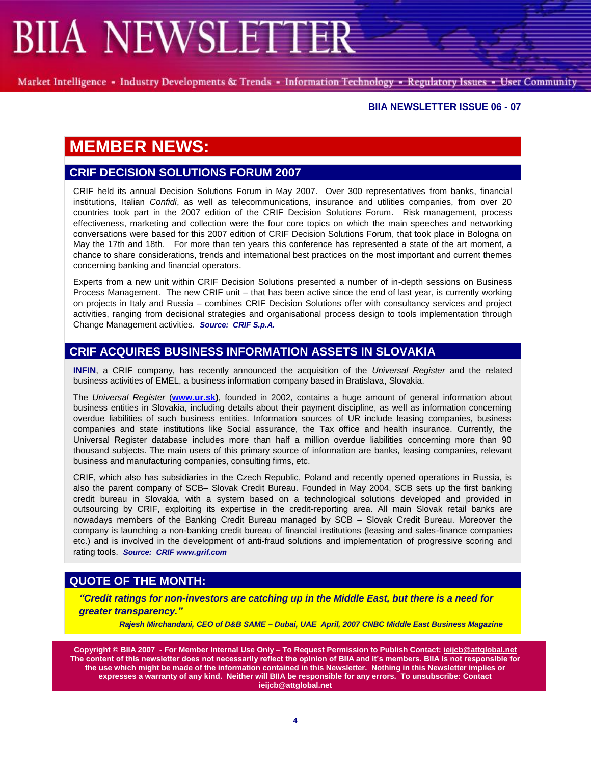# MEMBER NEWS:

## CRIF DECISION SOLUTIONS FORUM 2007

CRIF held its annual Decision Solutions Forum in May 2007. Over 300 representatives from banks, financial institutions, Italian *Confidi*, as well as telecommunications, insurance and utilities companies, from over 20 countries took part in the 2007 edition of the CRIF Decision Solutions Forum. Risk management, process effectiveness, marketing and collection were the four core topics on which the main speeches and networking conversations were based for this 2007 edition of CRIF Decision Solutions Forum, that took place in Bologna on May the 17th and 18th. For more than ten years this conference has represented a state of the art moment, a chance to share considerations, trends and international best practices on the most important and current themes concerning banking and financial operators.

Experts from a new unit within CRIF Decision Solutions presented a number of in-depth sessions on Business Process Management. The new CRIF unit – that has been active since the end of last year, is currently working on projects in Italy and Russia – combines CRIF Decision Solutions offer with consultancy services and project activities, ranging from decisional strategies and organisational process design to tools implementation through Change Management activities. ***Source: CRIF S.p.A.***

## CRIF ACQUIRES BUSINESS INFORMATION ASSETS IN SLOVAKIA

**INFIN**, a CRIF company, has recently announced the acquisition of the *Universal Register* and the related business activities of EMEL, a business information company based in Bratislava, Slovakia.

The *Universal Register* (**www.ur.sk**), founded in 2002, contains a huge amount of general information about business entities in Slovakia, including details about their payment discipline, as well as information concerning overdue liabilities of such business entities. Information sources of UR include leasing companies, business companies and state institutions like Social assurance, the Tax office and health insurance. Currently, the Universal Register database includes more than half a million overdue liabilities concerning more than 90 thousand subjects. The main users of this primary source of information are banks, leasing companies, relevant business and manufacturing companies, consulting firms, etc.

CRIF, which also has subsidiaries in the Czech Republic, Poland and recently opened operations in Russia, is also the parent company of SCB– Slovak Credit Bureau. Founded in May 2004, SCB sets up the first banking credit bureau in Slovakia, with a system based on a technological solutions developed and provided in outsourcing by CRIF, exploiting its expertise in the credit-reporting area. All main Slovak retail banks are nowadays members of the Banking Credit Bureau managed by SCB – Slovak Credit Bureau. Moreover the company is launching a non-banking credit bureau of financial institutions (leasing and sales-finance companies etc.) and is involved in the development of anti-fraud solutions and implementation of progressive scoring and rating tools. ***Source: CRIF www.grif.com***

## QUOTE OF THE MONTH:

***"Credit ratings for non-investors are catching up in the Middle East, but there is a need for greater transparency."***

***Rajesh Mirchandani, CEO of D&B SAME – Dubai, UAE April, 2007 CNBC Middle East Business Magazine***

**Copyright © BIIA 2007 - For Member Internal Use Only – To Request Permission to Publish Contact: ieijcb@attglobal.net The content of this newsletter does not necessarily reflect the opinion of BIIA and it's members. BIIA is not responsible for the use which might be made of the information contained in this Newsletter. Nothing in this Newsletter implies or expresses a warranty of any kind. Neither will BIIA be responsible for any errors. To unsubscribe: Contact ieijcb@attglobal.net**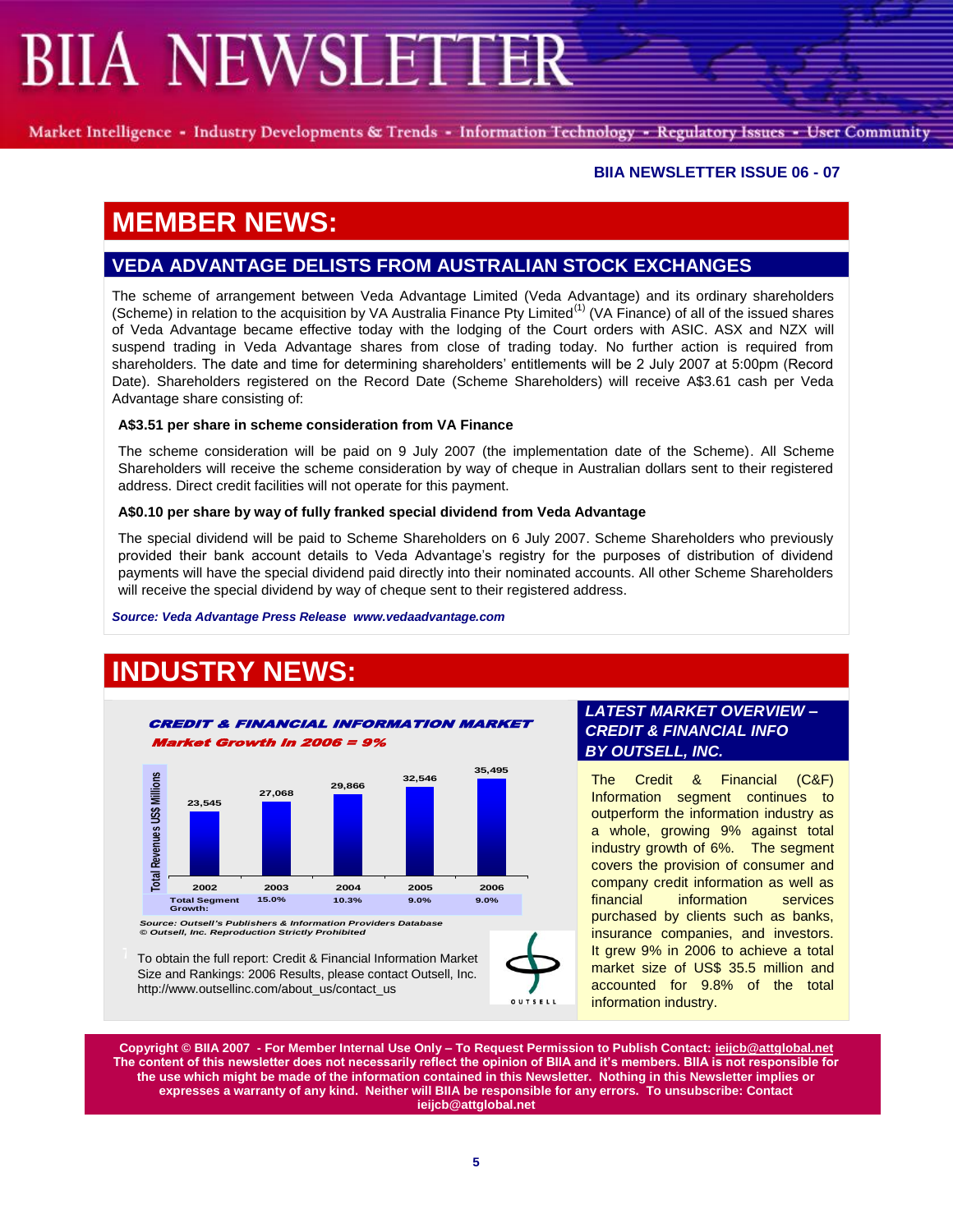**BIIA NEWSLETTER ISSUE 06 - 07**

# MEMBER NEWS:

## VEDA ADVANTAGE DELISTS FROM AUSTRALIAN STOCK EXCHANGES

The scheme of arrangement between Veda Advantage Limited (Veda Advantage) and its ordinary shareholders (Scheme) in relation to the acquisition by VA Australia Finance Pty Limited[(1)] (VA Finance) of all of the issued shares of Veda Advantage became effective today with the lodging of the Court orders with ASIC. ASX and NZX will suspend trading in Veda Advantage shares from close of trading today. No further action is required from shareholders. The date and time for determining shareholders' entitlements will be 2 July 2007 at 5:00pm (Record Date). Shareholders registered on the Record Date (Scheme Shareholders) will receive A$3.61 cash per Veda Advantage share consisting of:

**A$3.51 per share in scheme consideration from VA Finance**

The scheme consideration will be paid on 9 July 2007 (the implementation date of the Scheme). All Scheme Shareholders will receive the scheme consideration by way of cheque in Australian dollars sent to their registered address. Direct credit facilities will not operate for this payment.

**A$0.10 per share by way of fully franked special dividend from Veda Advantage**

The special dividend will be paid to Scheme Shareholders on 6 July 2007. Scheme Shareholders who previously provided their bank account details to Veda Advantage's registry for the purposes of distribution of dividend payments will have the special dividend paid directly into their nominated accounts. All other Scheme Shareholders will receive the special dividend by way of cheque sent to their registered address.

***Source: Veda Advantage Press Release www.vedaadvantage.com***

# INDUSTRY NEWS:

**CREDIT & FINANCIAL INFORMATION MARKET**

*Market Growth In 2006 = 9%*

| | 2002 | 2003 | 2004 | 2005 | 2006 |
|---|---|---|---|---|---|
| Total Revenues US$ Millions | 23,545 | 27,068 | 29,866 | 32,546 | 35,495 |
| Total Segment Growth: | | 15.0% | 10.3% | 9.0% | 9.0% |

*Source: Outsell's Publishers & Information Providers Database*
*© Outsell, Inc. Reproduction Strictly Prohibited*

To obtain the full report: Credit & Financial Information Market Size and Rankings: 2006 Results, please contact Outsell, Inc. http://www.outsellinc.com/about_us/contact_us

### *LATEST MARKET OVERVIEW – CREDIT & FINANCIAL INFO BY OUTSELL, INC.*

The Credit & Financial (C&F) Information segment continues to outperform the information industry as a whole, growing 9% against total industry growth of 6%. The segment covers the provision of consumer and company credit information as well as financial information services purchased by clients such as banks, insurance companies, and investors. It grew 9% in 2006 to achieve a total market size of US$ 35.5 million and accounted for 9.8% of the total information industry.

**Copyright © BIIA 2007 - For Member Internal Use Only – To Request Permission to Publish Contact: ieijcb@attglobal.net The content of this newsletter does not necessarily reflect the opinion of BIIA and it's members. BIIA is not responsible for the use which might be made of the information contained in this Newsletter. Nothing in this Newsletter implies or expresses a warranty of any kind. Neither will BIIA be responsible for any errors. To unsubscribe: Contact ieijcb@attglobal.net**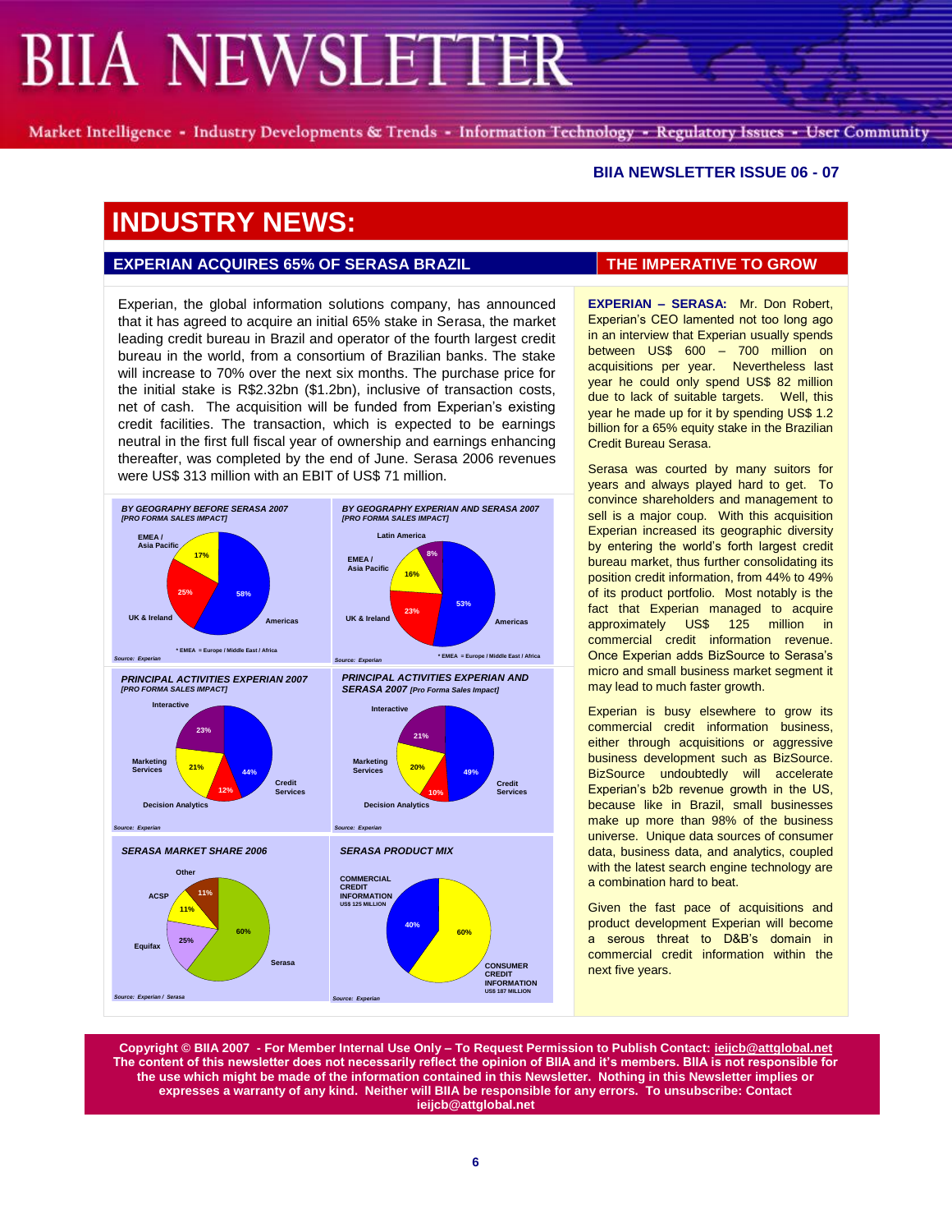BIIA NEWSLETTER ISSUE 06 - 07

# INDUSTRY NEWS:

## EXPERIAN ACQUIRES 65% OF SERASA BRAZIL

Experian, the global information solutions company, has announced that it has agreed to acquire an initial 65% stake in Serasa, the market leading credit bureau in Brazil and operator of the fourth largest credit bureau in the world, from a consortium of Brazilian banks. The stake will increase to 70% over the next six months. The purchase price for the initial stake is R$2.32bn ($1.2bn), inclusive of transaction costs, net of cash. The acquisition will be funded from Experian's existing credit facilities. The transaction, which is expected to be earnings neutral in the first full fiscal year of ownership and earnings enhancing thereafter, was completed by the end of June. Serasa 2006 revenues were US$ 313 million with an EBIT of US$ 71 million.

**BY GEOGRAPHY BEFORE SERASA 2007** *[PRO FORMA SALES IMPACT]*

| Region | Share |
|---|---|
| Americas | 58% |
| UK & Ireland | 25% |
| EMEA / Asia Pacific | 17% |

\* EMEA = Europe / Middle East / Africa

Source: Experian

**BY GEOGRAPHY EXPERIAN AND SERASA 2007** *[PRO FORMA SALES IMPACT]*

| Region | Share |
|---|---|
| Americas | 53% |
| UK & Ireland | 23% |
| EMEA / Asia Pacific | 16% |
| Latin America | 8% |

\* EMEA = Europe / Middle East / Africa

Source: Experian

**PRINCIPAL ACTIVITIES EXPERIAN 2007** *[PRO FORMA SALES IMPACT]*

| Activity | Share |
|---|---|
| Credit Services | 44% |
| Interactive | 23% |
| Marketing Services | 21% |
| Decision Analytics | 12% |

Source: Experian

**PRINCIPAL ACTIVITIES EXPERIAN AND SERASA 2007** *[Pro Forma Sales Impact]*

| Activity | Share |
|---|---|
| Credit Services | 49% |
| Interactive | 21% |
| Marketing Services | 20% |
| Decision Analytics | 10% |

Source: Experian

**SERASA MARKET SHARE 2006**

| Company | Share |
|---|---|
| Serasa | 60% |
| Equifax | 25% |
| ACSP | 11% |
| Other | 11% |

Source: Experian / Serasa

**SERASA PRODUCT MIX**

| Product | Share |
|---|---|
| Consumer Credit Information (US$ 187 million) | 60% |
| Commercial Credit Information (US$ 125 million) | 40% |

Source: Experian

## THE IMPERATIVE TO GROW

**EXPERIAN – SERASA:** Mr. Don Robert, Experian's CEO lamented not too long ago in an interview that Experian usually spends between US$ 600 – 700 million on acquisitions per year. Nevertheless last year he could only spend US$ 82 million due to lack of suitable targets. Well, this year he made up for it by spending US$ 1.2 billion for a 65% equity stake in the Brazilian Credit Bureau Serasa.

Serasa was courted by many suitors for years and always played hard to get. To convince shareholders and management to sell is a major coup. With this acquisition Experian increased its geographic diversity by entering the world's forth largest credit bureau market, thus further consolidating its position credit information, from 44% to 49% of its product portfolio. Most notably is the fact that Experian managed to acquire approximately US$ 125 million in commercial credit information revenue. Once Experian adds BizSource to Serasa's micro and small business market segment it may lead to much faster growth.

Experian is busy elsewhere to grow its commercial credit information business, either through acquisitions or aggressive business development such as BizSource. BizSource undoubtedly will accelerate Experian's b2b revenue growth in the US, because like in Brazil, small businesses make up more than 98% of the business universe. Unique data sources of consumer data, business data, and analytics, coupled with the latest search engine technology are a combination hard to beat.

Given the fast pace of acquisitions and product development Experian will become a serous threat to D&B's domain in commercial credit information within the next five years.

**Copyright © BIIA 2007 - For Member Internal Use Only – To Request Permission to Publish Contact: ieijcb@attglobal.net The content of this newsletter does not necessarily reflect the opinion of BIIA and it's members. BIIA is not responsible for the use which might be made of the information contained in this Newsletter. Nothing in this Newsletter implies or expresses a warranty of any kind. Neither will BIIA be responsible for any errors. To unsubscribe: Contact ieijcb@attglobal.net**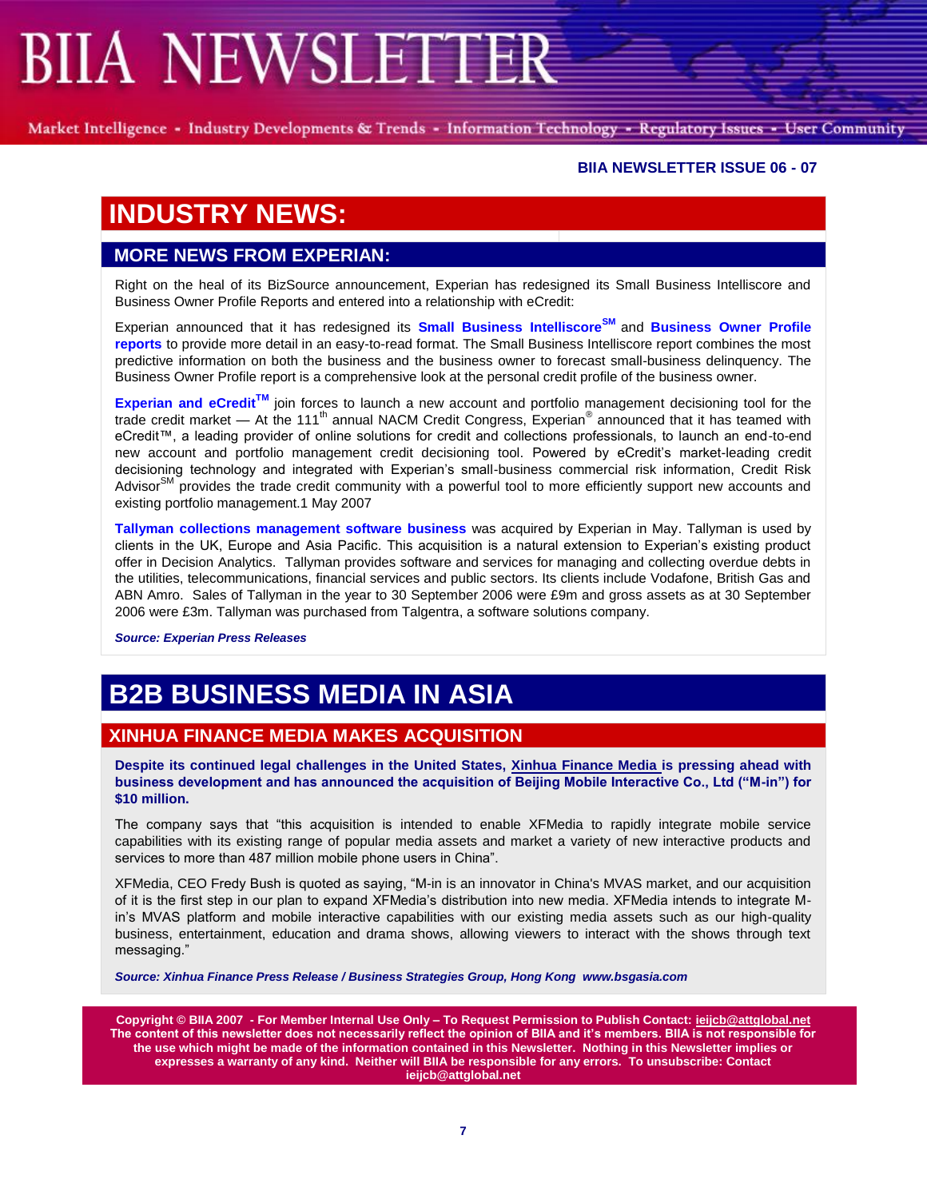# BIIA NEWSLETTER

Market Intelligence - Industry Developments & Trends - Information Technology - Regulatory Issues - User Community

**BIIA NEWSLETTER ISSUE 06 - 07**

# INDUSTRY NEWS:

## MORE NEWS FROM EXPERIAN:

Right on the heal of its BizSource announcement, Experian has redesigned its Small Business Intelliscore and Business Owner Profile Reports and entered into a relationship with eCredit:

Experian announced that it has redesigned its **Small Business Intelliscore**[SM] and **Business Owner Profile reports** to provide more detail in an easy-to-read format. The Small Business Intelliscore report combines the most predictive information on both the business and the business owner to forecast small-business delinquency. The Business Owner Profile report is a comprehensive look at the personal credit profile of the business owner.

**Experian and eCredit**[TM] join forces to launch a new account and portfolio management decisioning tool for the trade credit market — At the 111th annual NACM Credit Congress, Experian® announced that it has teamed with eCredit™, a leading provider of online solutions for credit and collections professionals, to launch an end-to-end new account and portfolio management credit decisioning tool. Powered by eCredit's market-leading credit decisioning technology and integrated with Experian's small-business commercial risk information, Credit Risk Advisor[SM] provides the trade credit community with a powerful tool to more efficiently support new accounts and existing portfolio management.1 May 2007

**Tallyman collections management software business** was acquired by Experian in May. Tallyman is used by clients in the UK, Europe and Asia Pacific. This acquisition is a natural extension to Experian's existing product offer in Decision Analytics. Tallyman provides software and services for managing and collecting overdue debts in the utilities, telecommunications, financial services and public sectors. Its clients include Vodafone, British Gas and ABN Amro. Sales of Tallyman in the year to 30 September 2006 were £9m and gross assets as at 30 September 2006 were £3m. Tallyman was purchased from Talgentra, a software solutions company.

***Source: Experian Press Releases***

# B2B BUSINESS MEDIA IN ASIA

## XINHUA FINANCE MEDIA MAKES ACQUISITION

**Despite its continued legal challenges in the United States, Xinhua Finance Media is pressing ahead with business development and has announced the acquisition of Beijing Mobile Interactive Co., Ltd ("M-in") for $10 million.**

The company says that "this acquisition is intended to enable XFMedia to rapidly integrate mobile service capabilities with its existing range of popular media assets and market a variety of new interactive products and services to more than 487 million mobile phone users in China".

XFMedia, CEO Fredy Bush is quoted as saying, "M-in is an innovator in China's MVAS market, and our acquisition of it is the first step in our plan to expand XFMedia's distribution into new media. XFMedia intends to integrate M-in's MVAS platform and mobile interactive capabilities with our existing media assets such as our high-quality business, entertainment, education and drama shows, allowing viewers to interact with the shows through text messaging."

***Source: Xinhua Finance Press Release / Business Strategies Group, Hong Kong www.bsgasia.com***

**Copyright © BIIA 2007 - For Member Internal Use Only – To Request Permission to Publish Contact: ieijcb@attglobal.net The content of this newsletter does not necessarily reflect the opinion of BIIA and it's members. BIIA is not responsible for the use which might be made of the information contained in this Newsletter. Nothing in this Newsletter implies or expresses a warranty of any kind. Neither will BIIA be responsible for any errors. To unsubscribe: Contact ieijcb@attglobal.net**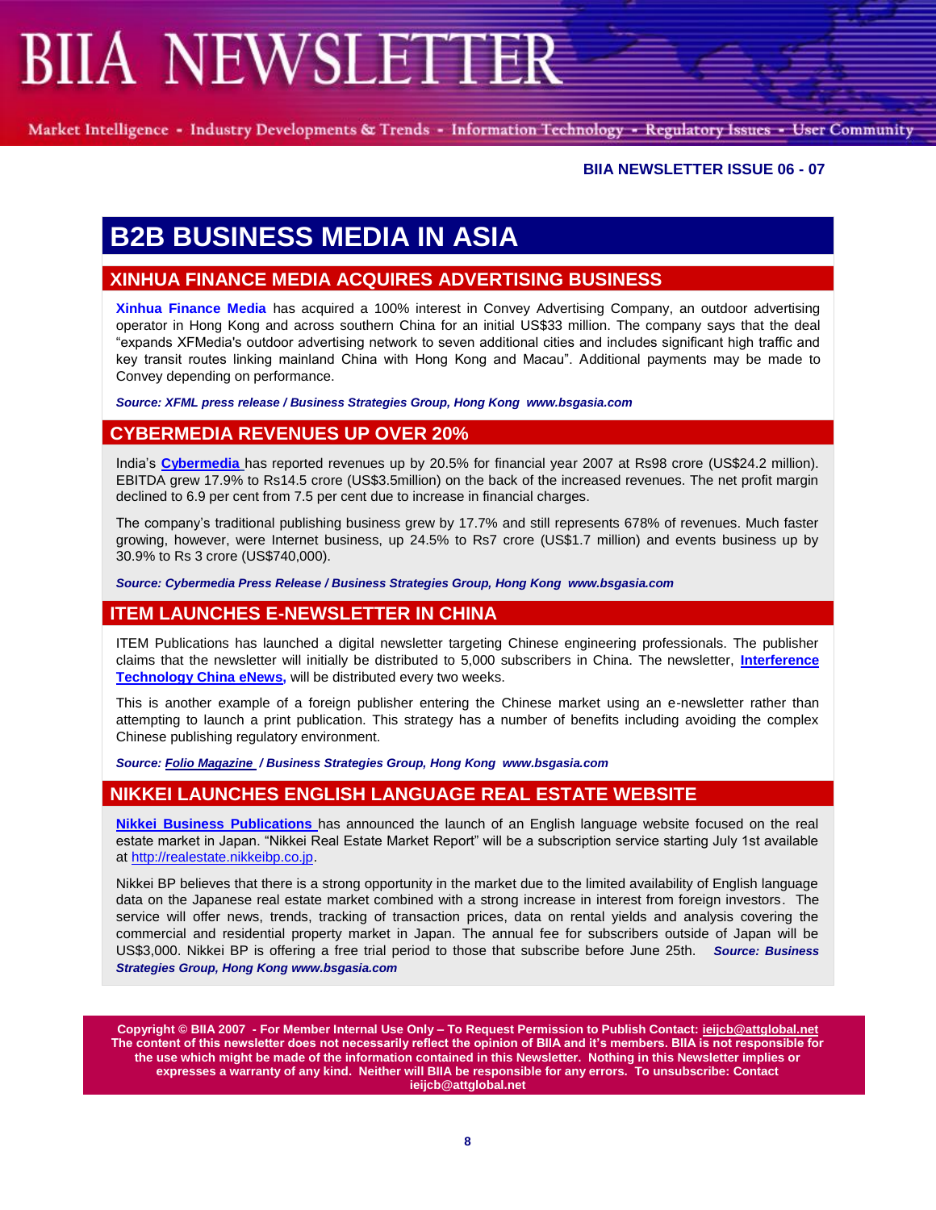# B2B BUSINESS MEDIA IN ASIA

## XINHUA FINANCE MEDIA ACQUIRES ADVERTISING BUSINESS

**Xinhua Finance Media** has acquired a 100% interest in Convey Advertising Company, an outdoor advertising operator in Hong Kong and across southern China for an initial US$33 million. The company says that the deal "expands XFMedia's outdoor advertising network to seven additional cities and includes significant high traffic and key transit routes linking mainland China with Hong Kong and Macau". Additional payments may be made to Convey depending on performance.

***Source: XFML press release / Business Strategies Group, Hong Kong www.bsgasia.com***

## CYBERMEDIA REVENUES UP OVER 20%

India's **Cybermedia** has reported revenues up by 20.5% for financial year 2007 at Rs98 crore (US$24.2 million). EBITDA grew 17.9% to Rs14.5 crore (US$3.5million) on the back of the increased revenues. The net profit margin declined to 6.9 per cent from 7.5 per cent due to increase in financial charges.

The company's traditional publishing business grew by 17.7% and still represents 678% of revenues. Much faster growing, however, were Internet business, up 24.5% to Rs7 crore (US$1.7 million) and events business up by 30.9% to Rs 3 crore (US$740,000).

***Source: Cybermedia Press Release / Business Strategies Group, Hong Kong www.bsgasia.com***

## ITEM LAUNCHES E-NEWSLETTER IN CHINA

ITEM Publications has launched a digital newsletter targeting Chinese engineering professionals. The publisher claims that the newsletter will initially be distributed to 5,000 subscribers in China. The newsletter, **Interference Technology China eNews,** will be distributed every two weeks.

This is another example of a foreign publisher entering the Chinese market using an e-newsletter rather than attempting to launch a print publication. This strategy has a number of benefits including avoiding the complex Chinese publishing regulatory environment.

***Source: Folio Magazine / Business Strategies Group, Hong Kong www.bsgasia.com***

## NIKKEI LAUNCHES ENGLISH LANGUAGE REAL ESTATE WEBSITE

**Nikkei Business Publications** has announced the launch of an English language website focused on the real estate market in Japan. "Nikkei Real Estate Market Report" will be a subscription service starting July 1st available at http://realestate.nikkeibp.co.jp.

Nikkei BP believes that there is a strong opportunity in the market due to the limited availability of English language data on the Japanese real estate market combined with a strong increase in interest from foreign investors. The service will offer news, trends, tracking of transaction prices, data on rental yields and analysis covering the commercial and residential property market in Japan. The annual fee for subscribers outside of Japan will be US$3,000. Nikkei BP is offering a free trial period to those that subscribe before June 25th. ***Source: Business Strategies Group, Hong Kong www.bsgasia.com***

**Copyright © BIIA 2007 - For Member Internal Use Only – To Request Permission to Publish Contact: ieijcb@attglobal.net The content of this newsletter does not necessarily reflect the opinion of BIIA and it's members. BIIA is not responsible for the use which might be made of the information contained in this Newsletter. Nothing in this Newsletter implies or expresses a warranty of any kind. Neither will BIIA be responsible for any errors. To unsubscribe: Contact ieijcb@attglobal.net**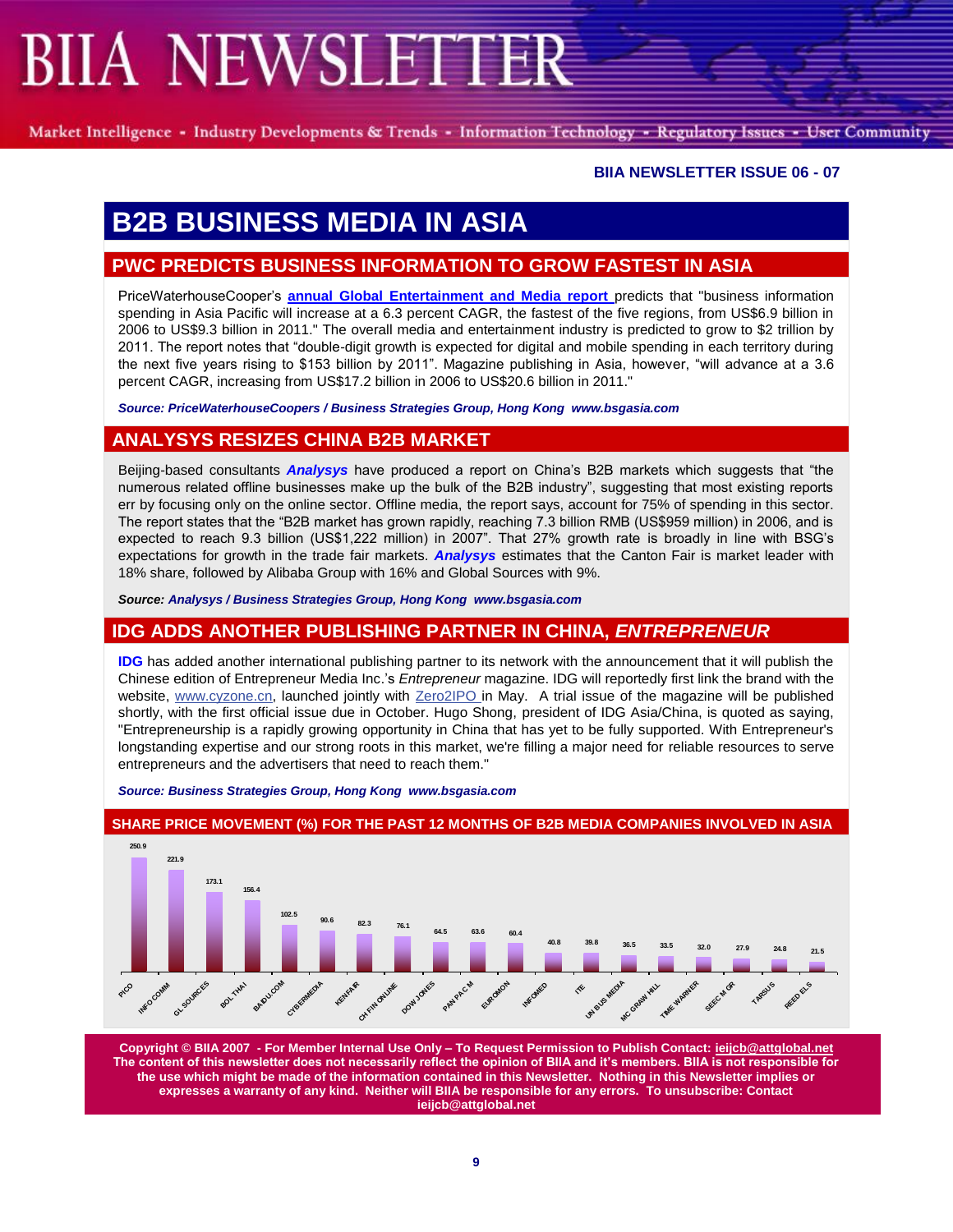BIIA NEWSLETTER

Market Intelligence - Industry Developments & Trends - Information Technology - Regulatory Issues - User Community

**BIIA NEWSLETTER ISSUE 06 - 07**

# B2B BUSINESS MEDIA IN ASIA

## PWC PREDICTS BUSINESS INFORMATION TO GROW FASTEST IN ASIA

PriceWaterhouseCooper's **annual Global Entertainment and Media report** predicts that "business information spending in Asia Pacific will increase at a 6.3 percent CAGR, the fastest of the five regions, from US$6.9 billion in 2006 to US$9.3 billion in 2011." The overall media and entertainment industry is predicted to grow to $2 trillion by 2011. The report notes that "double-digit growth is expected for digital and mobile spending in each territory during the next five years rising to $153 billion by 2011". Magazine publishing in Asia, however, "will advance at a 3.6 percent CAGR, increasing from US$17.2 billion in 2006 to US$20.6 billion in 2011."

***Source: PriceWaterhouseCoopers / Business Strategies Group, Hong Kong www.bsgasia.com***

## ANALYSYS RESIZES CHINA B2B MARKET

Beijing-based consultants ***Analysys*** have produced a report on China's B2B markets which suggests that "the numerous related offline businesses make up the bulk of the B2B industry", suggesting that most existing reports err by focusing only on the online sector. Offline media, the report says, account for 75% of spending in this sector. The report states that the "B2B market has grown rapidly, reaching 7.3 billion RMB (US$959 million) in 2006, and is expected to reach 9.3 billion (US$1,222 million) in 2007". That 27% growth rate is broadly in line with BSG's expectations for growth in the trade fair markets. ***Analysys*** estimates that the Canton Fair is market leader with 18% share, followed by Alibaba Group with 16% and Global Sources with 9%.

***Source: Analysys / Business Strategies Group, Hong Kong www.bsgasia.com***

## IDG ADDS ANOTHER PUBLISHING PARTNER IN CHINA, *ENTREPRENEUR*

**IDG** has added another international publishing partner to its network with the announcement that it will publish the Chinese edition of Entrepreneur Media Inc.'s *Entrepreneur* magazine. IDG will reportedly first link the brand with the website, www.cyzone.cn, launched jointly with Zero2IPO in May. A trial issue of the magazine will be published shortly, with the first official issue due in October. Hugo Shong, president of IDG Asia/China, is quoted as saying, "Entrepreneurship is a rapidly growing opportunity in China that has yet to be fully supported. With Entrepreneur's longstanding expertise and our strong roots in this market, we're filling a major need for reliable resources to serve entrepreneurs and the advertisers that need to reach them."

***Source: Business Strategies Group, Hong Kong www.bsgasia.com***

## SHARE PRICE MOVEMENT (%) FOR THE PAST 12 MONTHS OF B2B MEDIA COMPANIES INVOLVED IN ASIA

| Company | Share Price Movement (%) |
|---|---|
| PICO | 250.9 |
| INFO COMM | 221.9 |
| GL SOURCES | 173.1 |
| BOL THAI | 156.4 |
| BAIDU.COM | 102.5 |
| CYBERMEDIA | 90.6 |
| KENFAIR | 82.3 |
| CH FIN ONLINE | 76.1 |
| DOW JONES | 64.5 |
| PAN PAC M | 63.6 |
| EUROMON | 60.4 |
| INFOMED | 40.8 |
| ITE | 39.8 |
| UN BUS MEDIA | 36.5 |
| MC GRAW HILL | 33.5 |
| TIME WARNER | 32.0 |
| SEEC M GR | 27.9 |
| TARSUS | 24.8 |
| REED ELS | 21.5 |

**Copyright © BIIA 2007 - For Member Internal Use Only – To Request Permission to Publish Contact: ieijcb@attglobal.net The content of this newsletter does not necessarily reflect the opinion of BIIA and it's members. BIIA is not responsible for the use which might be made of the information contained in this Newsletter. Nothing in this Newsletter implies or expresses a warranty of any kind. Neither will BIIA be responsible for any errors. To unsubscribe: Contact ieijcb@attglobal.net**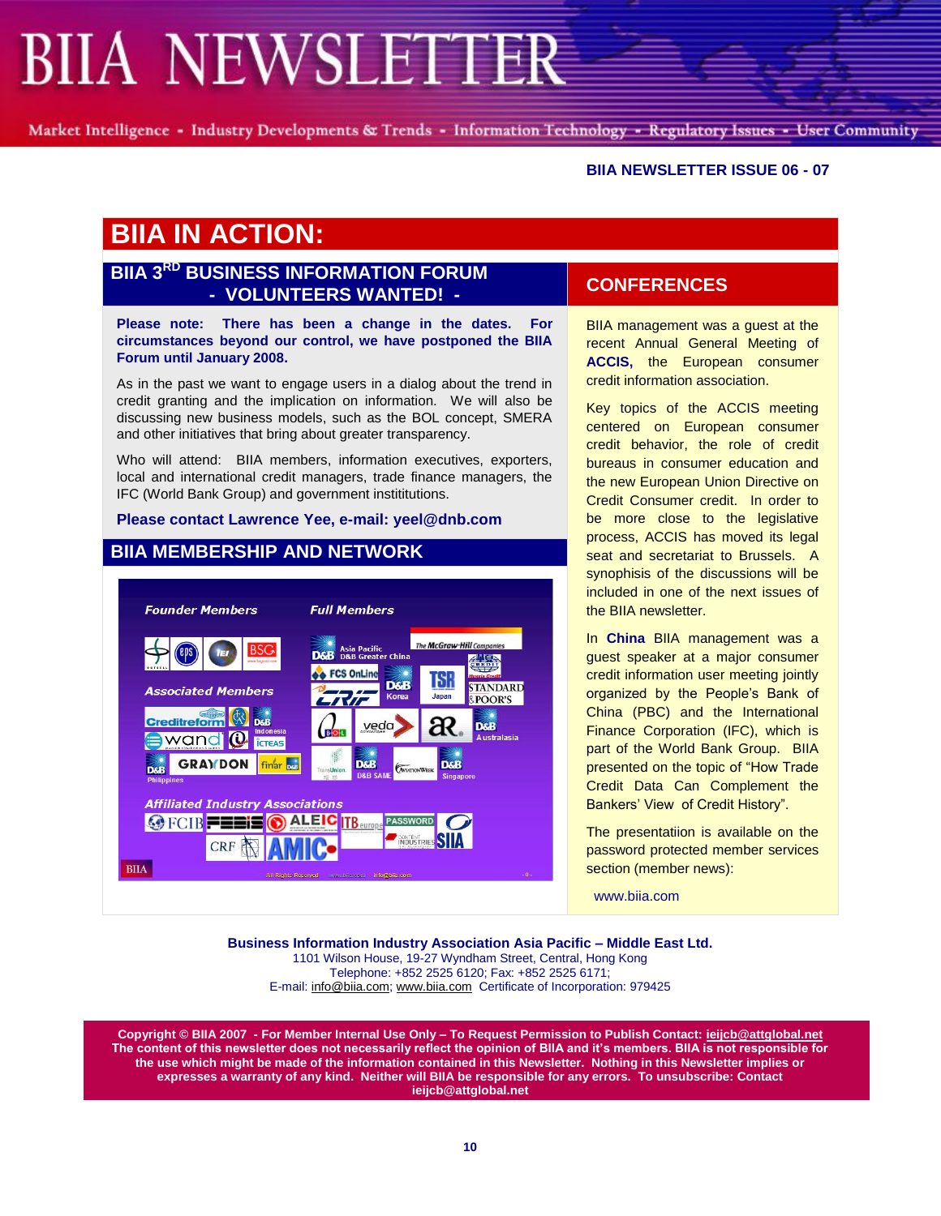# BIIA NEWSLETTER

Market Intelligence - Industry Developments & Trends - Information Technology - Regulatory Issues - User Community

**BIIA NEWSLETTER ISSUE 06 - 07**

## BIIA IN ACTION:

### BIIA 3RD BUSINESS INFORMATION FORUM - VOLUNTEERS WANTED! -

**Please note: There has been a change in the dates. For circumstances beyond our control, we have postponed the BIIA Forum until January 2008.**

As in the past we want to engage users in a dialog about the trend in credit granting and the implication on information. We will also be discussing new business models, such as the BOL concept, SMERA and other initiatives that bring about greater transparency.

Who will attend: BIIA members, information executives, exporters, local and international credit managers, trade finance managers, the IFC (World Bank Group) and government instititutions.

**Please contact Lawrence Yee, e-mail: yeel@dnb.com**

### BIIA MEMBERSHIP AND NETWORK

Founder Members

Full Members

Associated Members

Affiliated Industry Associations

### CONFERENCES

BIIA management was a guest at the recent Annual General Meeting of **ACCIS,** the European consumer credit information association.

Key topics of the ACCIS meeting centered on European consumer credit behavior, the role of credit bureaus in consumer education and the new European Union Directive on Credit Consumer credit. In order to be more close to the legislative process, ACCIS has moved its legal seat and secretariat to Brussels. A synophisis of the discussions will be included in one of the next issues of the BIIA newsletter.

In **China** BIIA management was a guest speaker at a major consumer credit information user meeting jointly organized by the People's Bank of China (PBC) and the International Finance Corporation (IFC), which is part of the World Bank Group. BIIA presented on the topic of "How Trade Credit Data Can Complement the Bankers' View of Credit History".

The presentatiion is available on the password protected member services section (member news):

www.biia.com

**Business Information Industry Association Asia Pacific – Middle East Ltd.**
1101 Wilson House, 19-27 Wyndham Street, Central, Hong Kong
Telephone: +852 2525 6120; Fax: +852 2525 6171;
E-mail: info@biia.com; www.biia.com Certificate of Incorporation: 979425

**Copyright © BIIA 2007 - For Member Internal Use Only – To Request Permission to Publish Contact: ieijcb@attglobal.net The content of this newsletter does not necessarily reflect the opinion of BIIA and it's members. BIIA is not responsible for the use which might be made of the information contained in this Newsletter. Nothing in this Newsletter implies or expresses a warranty of any kind. Neither will BIIA be responsible for any errors. To unsubscribe: Contact ieijcb@attglobal.net**